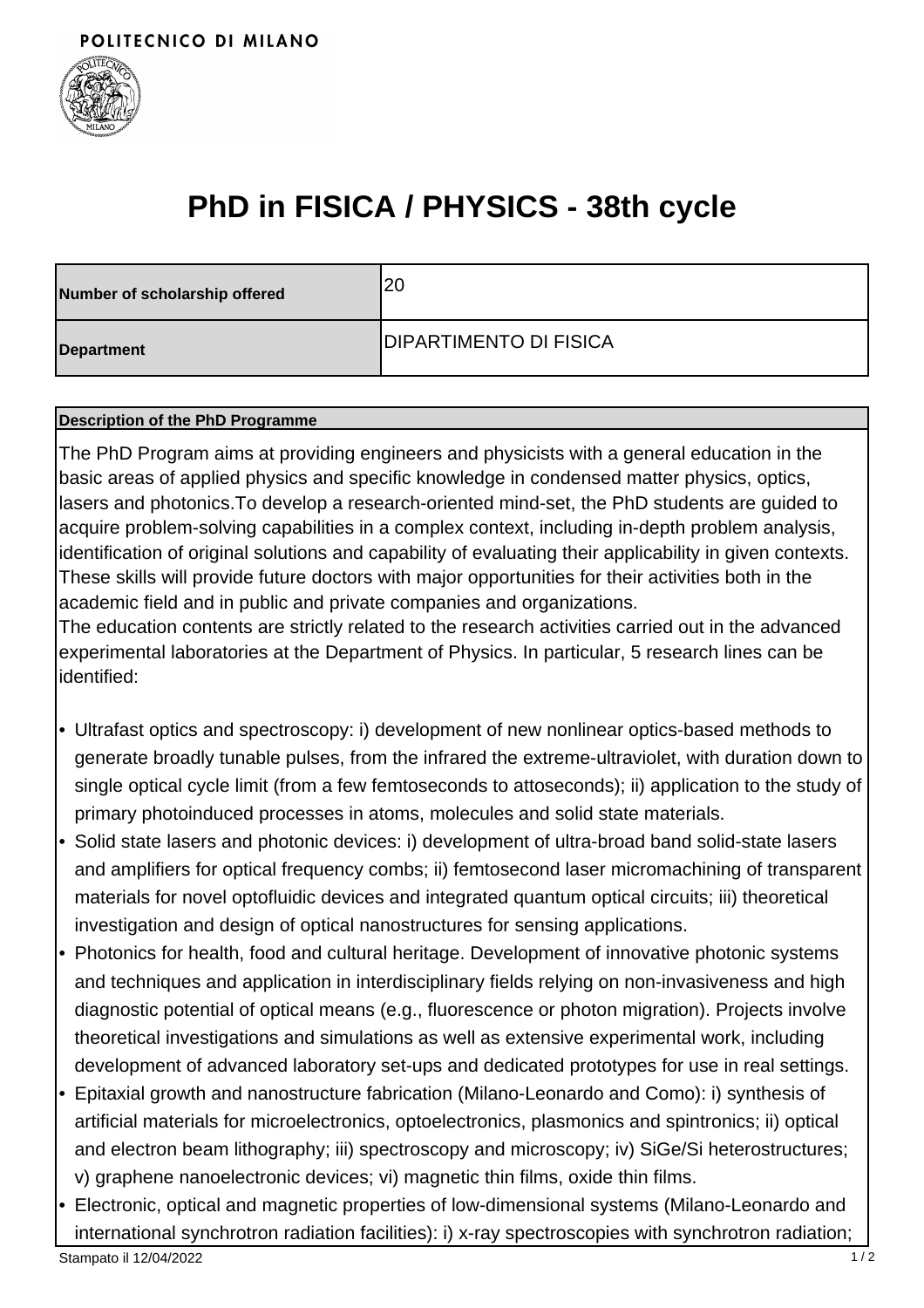POLITECNICO DI MILANO

# PhD in FISICA / PHYSICS - 38th cycle

| Number of scholarship offered | 20 |
| --- | --- |
| Department | DIPARTIMENTO DI FISICA |

**Description of the PhD Programme**

The PhD Program aims at providing engineers and physicists with a general education in the basic areas of applied physics and specific knowledge in condensed matter physics, optics, lasers and photonics.To develop a research-oriented mind-set, the PhD students are guided to acquire problem-solving capabilities in a complex context, including in-depth problem analysis, identification of original solutions and capability of evaluating their applicability in given contexts. These skills will provide future doctors with major opportunities for their activities both in the academic field and in public and private companies and organizations.
The education contents are strictly related to the research activities carried out in the advanced experimental laboratories at the Department of Physics. In particular, 5 research lines can be identified:

- Ultrafast optics and spectroscopy: i) development of new nonlinear optics-based methods to generate broadly tunable pulses, from the infrared the extreme-ultraviolet, with duration down to single optical cycle limit (from a few femtoseconds to attoseconds); ii) application to the study of primary photoinduced processes in atoms, molecules and solid state materials.
- Solid state lasers and photonic devices: i) development of ultra-broad band solid-state lasers and amplifiers for optical frequency combs; ii) femtosecond laser micromachining of transparent materials for novel optofluidic devices and integrated quantum optical circuits; iii) theoretical investigation and design of optical nanostructures for sensing applications.
- Photonics for health, food and cultural heritage. Development of innovative photonic systems and techniques and application in interdisciplinary fields relying on non-invasiveness and high diagnostic potential of optical means (e.g., fluorescence or photon migration). Projects involve theoretical investigations and simulations as well as extensive experimental work, including development of advanced laboratory set-ups and dedicated prototypes for use in real settings.
- Epitaxial growth and nanostructure fabrication (Milano-Leonardo and Como): i) synthesis of artificial materials for microelectronics, optoelectronics, plasmonics and spintronics; ii) optical and electron beam lithography; iii) spectroscopy and microscopy; iv) SiGe/Si heterostructures; v) graphene nanoelectronic devices; vi) magnetic thin films, oxide thin films.
- Electronic, optical and magnetic properties of low-dimensional systems (Milano-Leonardo and international synchrotron radiation facilities): i) x-ray spectroscopies with synchrotron radiation;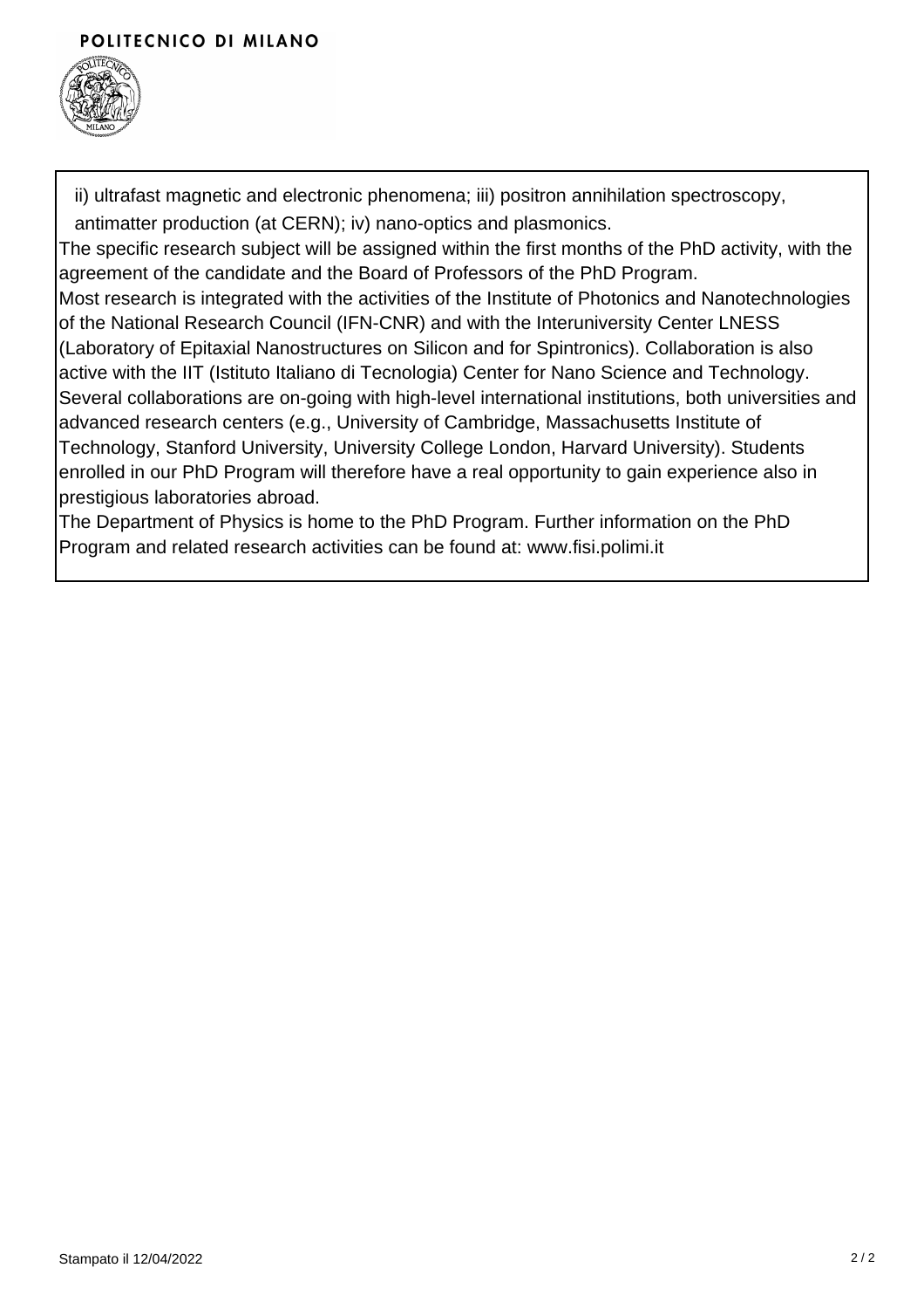ii) ultrafast magnetic and electronic phenomena; iii) positron annihilation spectroscopy, antimatter production (at CERN); iv) nano-optics and plasmonics.

The specific research subject will be assigned within the first months of the PhD activity, with the agreement of the candidate and the Board of Professors of the PhD Program.

Most research is integrated with the activities of the Institute of Photonics and Nanotechnologies of the National Research Council (IFN-CNR) and with the Interuniversity Center LNESS (Laboratory of Epitaxial Nanostructures on Silicon and for Spintronics). Collaboration is also active with the IIT (Istituto Italiano di Tecnologia) Center for Nano Science and Technology. Several collaborations are on-going with high-level international institutions, both universities and advanced research centers (e.g., University of Cambridge, Massachusetts Institute of Technology, Stanford University, University College London, Harvard University). Students enrolled in our PhD Program will therefore have a real opportunity to gain experience also in prestigious laboratories abroad.

The Department of Physics is home to the PhD Program. Further information on the PhD Program and related research activities can be found at: www.fisi.polimi.it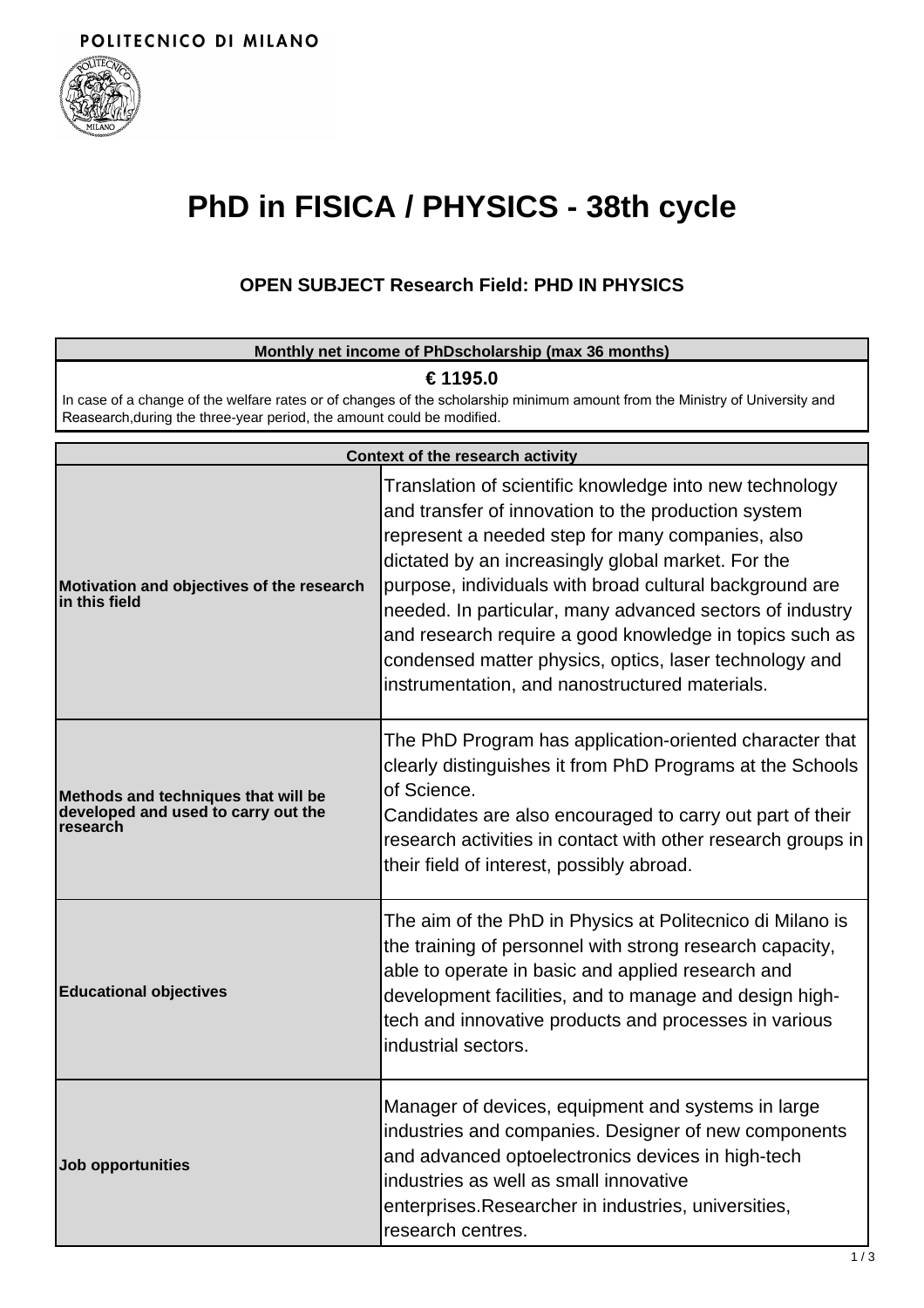POLITECNICO DI MILANO

# PhD in FISICA / PHYSICS - 38th cycle

### OPEN SUBJECT Research Field: PHD IN PHYSICS

| Monthly net income of PhDscholarship (max 36 months) |
| --- |
| **€ 1195.0**<br>In case of a change of the welfare rates or of changes of the scholarship minimum amount from the Ministry of University and Reasearch,during the three-year period, the amount could be modified. |

| Context of the research activity | |
| --- | --- |
| **Motivation and objectives of the research in this field** | Translation of scientific knowledge into new technology and transfer of innovation to the production system represent a needed step for many companies, also dictated by an increasingly global market. For the purpose, individuals with broad cultural background are needed. In particular, many advanced sectors of industry and research require a good knowledge in topics such as condensed matter physics, optics, laser technology and instrumentation, and nanostructured materials. |
| **Methods and techniques that will be developed and used to carry out the research** | The PhD Program has application-oriented character that clearly distinguishes it from PhD Programs at the Schools of Science.<br>Candidates are also encouraged to carry out part of their research activities in contact with other research groups in their field of interest, possibly abroad. |
| **Educational objectives** | The aim of the PhD in Physics at Politecnico di Milano is the training of personnel with strong research capacity, able to operate in basic and applied research and development facilities, and to manage and design high-tech and innovative products and processes in various industrial sectors. |
| **Job opportunities** | Manager of devices, equipment and systems in large industries and companies. Designer of new components and advanced optoelectronics devices in high-tech industries as well as small innovative enterprises.Researcher in industries, universities, research centres. |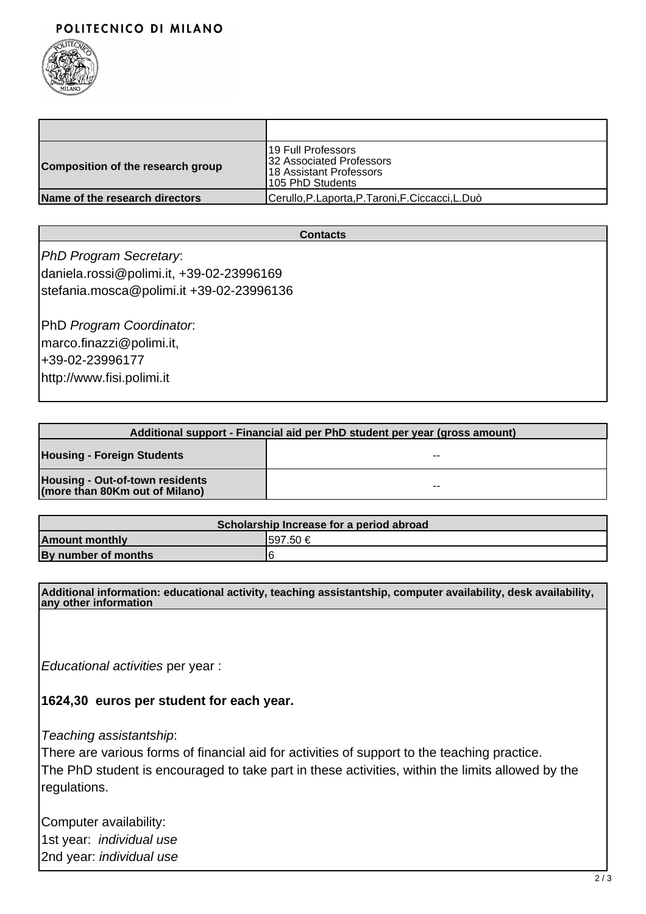POLITECNICO DI MILANO

| | |
|---|---|
| **Composition of the research group** | 19 Full Professors<br>32 Associated Professors<br>18 Assistant Professors<br>105 PhD Students |
| **Name of the research directors** | Cerullo,P.Laporta,P.Taroni,F.Ciccacci,L.Duò |

| **Contacts** |
|---|
| *PhD Program Secretary*:<br>daniela.rossi@polimi.it, +39-02-23996169<br>stefania.mosca@polimi.it +39-02-23996136<br><br>PhD *Program Coordinator*:<br>marco.finazzi@polimi.it,<br>+39-02-23996177<br>http://www.fisi.polimi.it |

| **Additional support - Financial aid per PhD student per year (gross amount)** | |
|---|---|
| **Housing - Foreign Students** | -- |
| **Housing - Out-of-town residents (more than 80Km out of Milano)** | -- |

| **Scholarship Increase for a period abroad** | |
|---|---|
| **Amount monthly** | 597.50 € |
| **By number of months** | 6 |

**Additional information: educational activity, teaching assistantship, computer availability, desk availability, any other information**

*Educational activities* per year :

**1624,30 euros per student for each year.**

*Teaching assistantship*:
There are various forms of financial aid for activities of support to the teaching practice.
The PhD student is encouraged to take part in these activities, within the limits allowed by the regulations.

Computer availability:
1st year: *individual use*
2nd year: *individual use*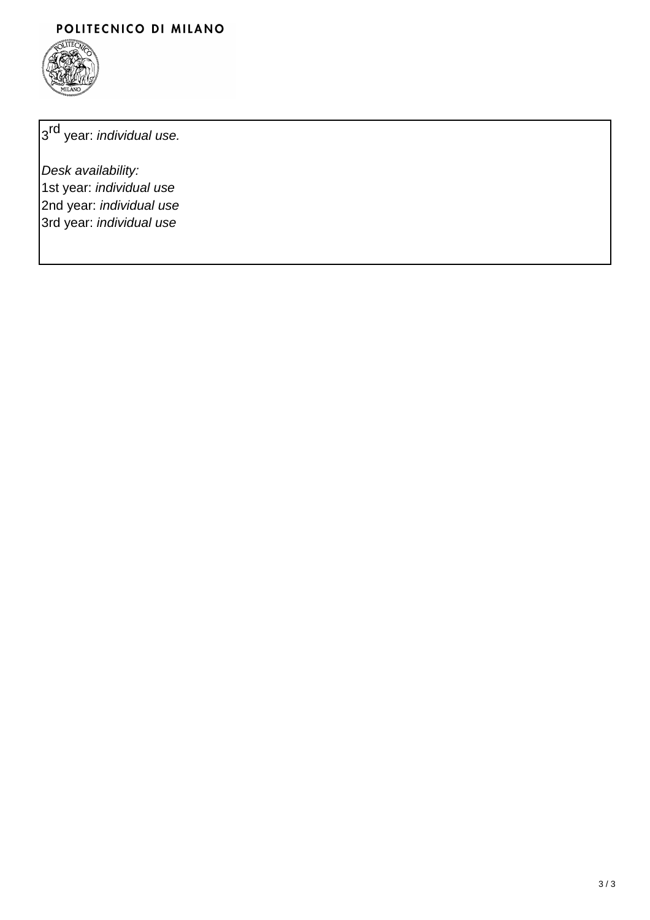3rd year: *individual use.*

*Desk availability:*
1st year: *individual use*
2nd year: *individual use*
3rd year: *individual use*